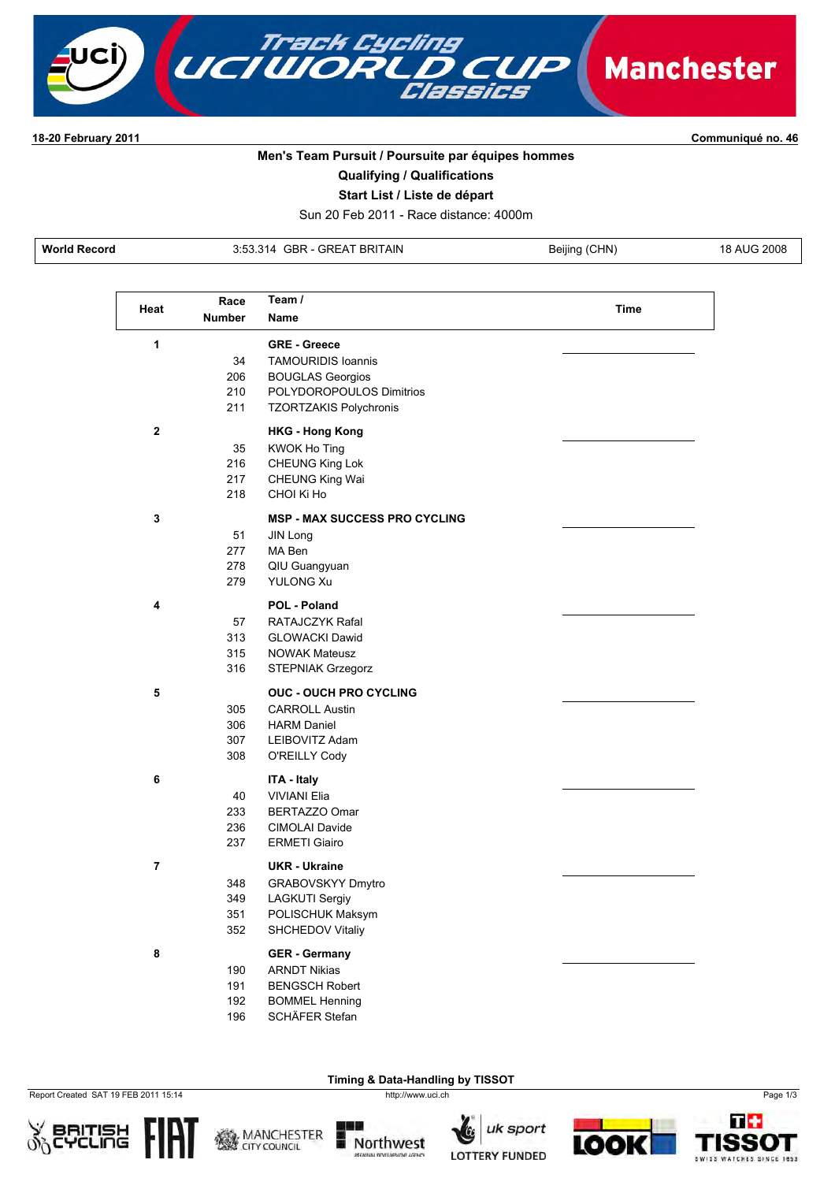**18-20 February 2011** — **Communiqué no. 46**

## Men's Team Pursuit / Poursuite par équipes hommes

### Qualifying / Qualifications

### Start List / Liste de départ

Sun 20 Feb 2011 - Race distance: 4000m

| World Record | 3:53.314 GBR - GREAT BRITAIN | Beijing (CHN) | 18 AUG 2008 |
|---|---|---|---|

| Heat | Race Number | Team / Name | Time |
|---|---|---|---|
| 1 | | **GRE - Greece** | |
| | 34 | TAMOURIDIS Ioannis | |
| | 206 | BOUGLAS Georgios | |
| | 210 | POLYDOROPOULOS Dimitrios | |
| | 211 | TZORTZAKIS Polychronis | |
| 2 | | **HKG - Hong Kong** | |
| | 35 | KWOK Ho Ting | |
| | 216 | CHEUNG King Lok | |
| | 217 | CHEUNG King Wai | |
| | 218 | CHOI Ki Ho | |
| 3 | | **MSP - MAX SUCCESS PRO CYCLING** | |
| | 51 | JIN Long | |
| | 277 | MA Ben | |
| | 278 | QIU Guangyuan | |
| | 279 | YULONG Xu | |
| 4 | | **POL - Poland** | |
| | 57 | RATAJCZYK Rafal | |
| | 313 | GLOWACKI Dawid | |
| | 315 | NOWAK Mateusz | |
| | 316 | STEPNIAK Grzegorz | |
| 5 | | **OUC - OUCH PRO CYCLING** | |
| | 305 | CARROLL Austin | |
| | 306 | HARM Daniel | |
| | 307 | LEIBOVITZ Adam | |
| | 308 | O'REILLY Cody | |
| 6 | | **ITA - Italy** | |
| | 40 | VIVIANI Elia | |
| | 233 | BERTAZZO Omar | |
| | 236 | CIMOLAI Davide | |
| | 237 | ERMETI Giairo | |
| 7 | | **UKR - Ukraine** | |
| | 348 | GRABOVSKYY Dmytro | |
| | 349 | LAGKUTI Sergiy | |
| | 351 | POLISCHUK Maksym | |
| | 352 | SHCHEDOV Vitaliy | |
| 8 | | **GER - Germany** | |
| | 190 | ARNDT Nikias | |
| | 191 | BENGSCH Robert | |
| | 192 | BOMMEL Henning | |
| | 196 | SCHÄFER Stefan | |

**Timing & Data-Handling by TISSOT**

Report Created SAT 19 FEB 2011 15:14 — http://www.uci.ch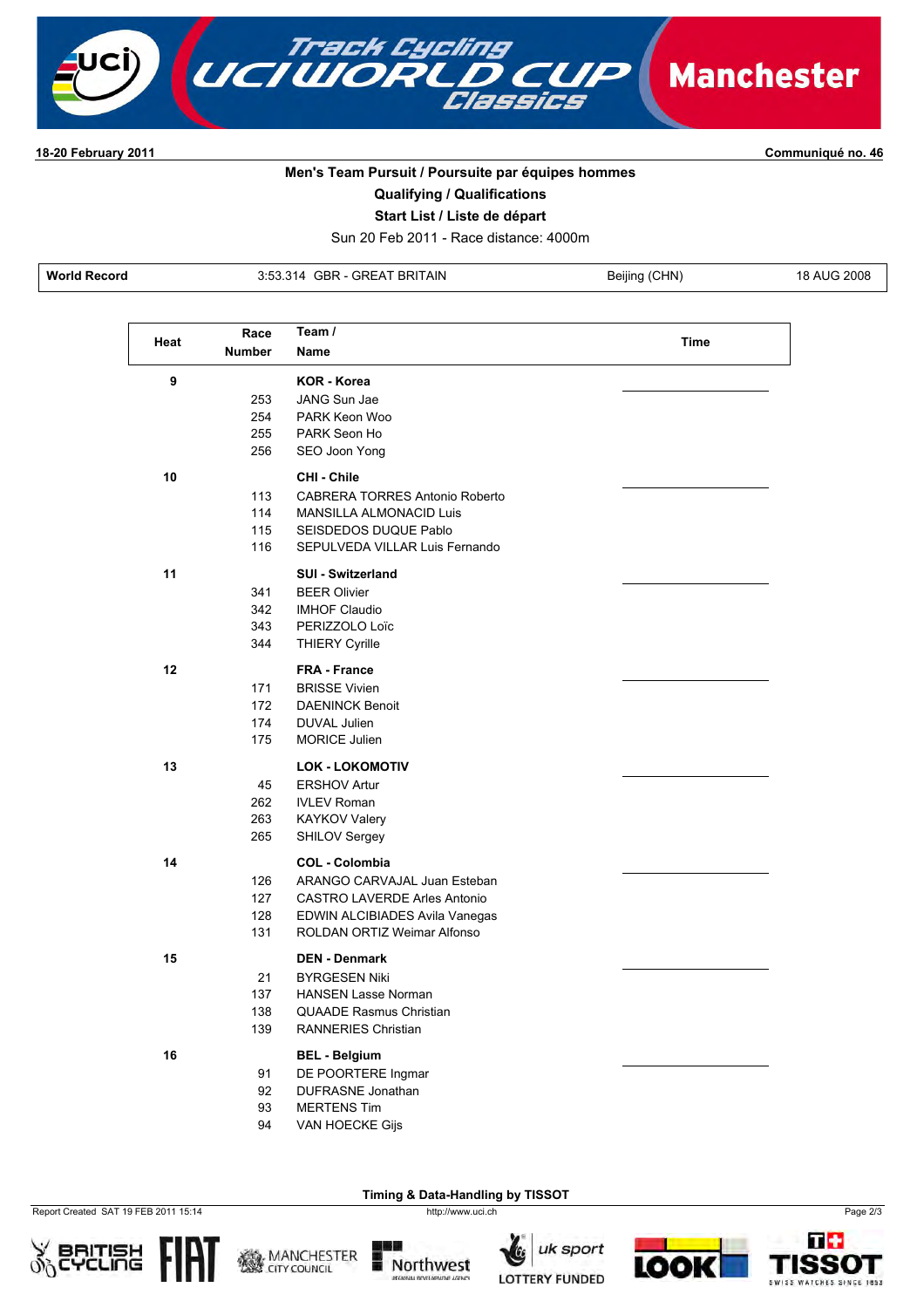18-20 February 2011 | Communiqué no. 46

**Men's Team Pursuit / Poursuite par équipes hommes**

**Qualifying / Qualifications**

**Start List / Liste de départ**

Sun 20 Feb 2011 - Race distance: 4000m

| World Record | 3:53.314 GBR - GREAT BRITAIN | Beijing (CHN) | 18 AUG 2008 |
|---|---|---|---|

| Heat | Race Number | Team / Name | Time |
|---|---|---|---|
| 9 | | **KOR - Korea** | |
| | 253 | JANG Sun Jae | |
| | 254 | PARK Keon Woo | |
| | 255 | PARK Seon Ho | |
| | 256 | SEO Joon Yong | |
| 10 | | **CHI - Chile** | |
| | 113 | CABRERA TORRES Antonio Roberto | |
| | 114 | MANSILLA ALMONACID Luis | |
| | 115 | SEISDEDOS DUQUE Pablo | |
| | 116 | SEPULVEDA VILLAR Luis Fernando | |
| 11 | | **SUI - Switzerland** | |
| | 341 | BEER Olivier | |
| | 342 | IMHOF Claudio | |
| | 343 | PERIZZOLO Loïc | |
| | 344 | THIERY Cyrille | |
| 12 | | **FRA - France** | |
| | 171 | BRISSE Vivien | |
| | 172 | DAENINCK Benoit | |
| | 174 | DUVAL Julien | |
| | 175 | MORICE Julien | |
| 13 | | **LOK - LOKOMOTIV** | |
| | 45 | ERSHOV Artur | |
| | 262 | IVLEV Roman | |
| | 263 | KAYKOV Valery | |
| | 265 | SHILOV Sergey | |
| 14 | | **COL - Colombia** | |
| | 126 | ARANGO CARVAJAL Juan Esteban | |
| | 127 | CASTRO LAVERDE Arles Antonio | |
| | 128 | EDWIN ALCIBIADES Avila Vanegas | |
| | 131 | ROLDAN ORTIZ Weimar Alfonso | |
| 15 | | **DEN - Denmark** | |
| | 21 | BYRGESEN Niki | |
| | 137 | HANSEN Lasse Norman | |
| | 138 | QUAADE Rasmus Christian | |
| | 139 | RANNERIES Christian | |
| 16 | | **BEL - Belgium** | |
| | 91 | DE POORTERE Ingmar | |
| | 92 | DUFRASNE Jonathan | |
| | 93 | MERTENS Tim | |
| | 94 | VAN HOECKE Gijs | |

Timing & Data-Handling by TISSOT

Report Created SAT 19 FEB 2011 15:14 | http://www.uci.ch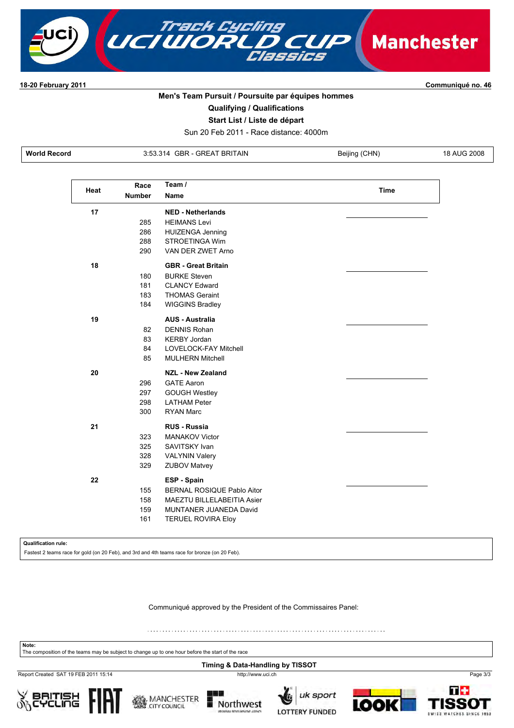18-20 February 2011 | Communiqué no. 46

## Men's Team Pursuit / Poursuite par équipes hommes

### Qualifying / Qualifications

### Start List / Liste de départ

Sun 20 Feb 2011 - Race distance: 4000m

| | | | |
|---|---|---|---|
| World Record | 3:53.314 GBR - GREAT BRITAIN | Beijing (CHN) | 18 AUG 2008 |

| Heat | Race Number | Team / Name | Time |
|---|---|---|---|
| 17 | | NED - Netherlands | |
| | 285 | HEIMANS Levi | |
| | 286 | HUIZENGA Jenning | |
| | 288 | STROETINGA Wim | |
| | 290 | VAN DER ZWET Arno | |
| 18 | | GBR - Great Britain | |
| | 180 | BURKE Steven | |
| | 181 | CLANCY Edward | |
| | 183 | THOMAS Geraint | |
| | 184 | WIGGINS Bradley | |
| 19 | | AUS - Australia | |
| | 82 | DENNIS Rohan | |
| | 83 | KERBY Jordan | |
| | 84 | LOVELOCK-FAY Mitchell | |
| | 85 | MULHERN Mitchell | |
| 20 | | NZL - New Zealand | |
| | 296 | GATE Aaron | |
| | 297 | GOUGH Westley | |
| | 298 | LATHAM Peter | |
| | 300 | RYAN Marc | |
| 21 | | RUS - Russia | |
| | 323 | MANAKOV Victor | |
| | 325 | SAVITSKY Ivan | |
| | 328 | VALYNIN Valery | |
| | 329 | ZUBOV Matvey | |
| 22 | | ESP - Spain | |
| | 155 | BERNAL ROSIQUE Pablo Aitor | |
| | 158 | MAEZTU BILLELABEITIA Asier | |
| | 159 | MUNTANER JUANEDA David | |
| | 161 | TERUEL ROVIRA Eloy | |

**Qualification rule:**
Fastest 2 teams race for gold (on 20 Feb), and 3rd and 4th teams race for bronze (on 20 Feb).

Communiqué approved by the President of the Commissaires Panel:

**Note:**
The composition of the teams may be subject to change up to one hour before the start of the race

Timing & Data-Handling by TISSOT

Report Created SAT 19 FEB 2011 15:14 | http://www.uci.ch